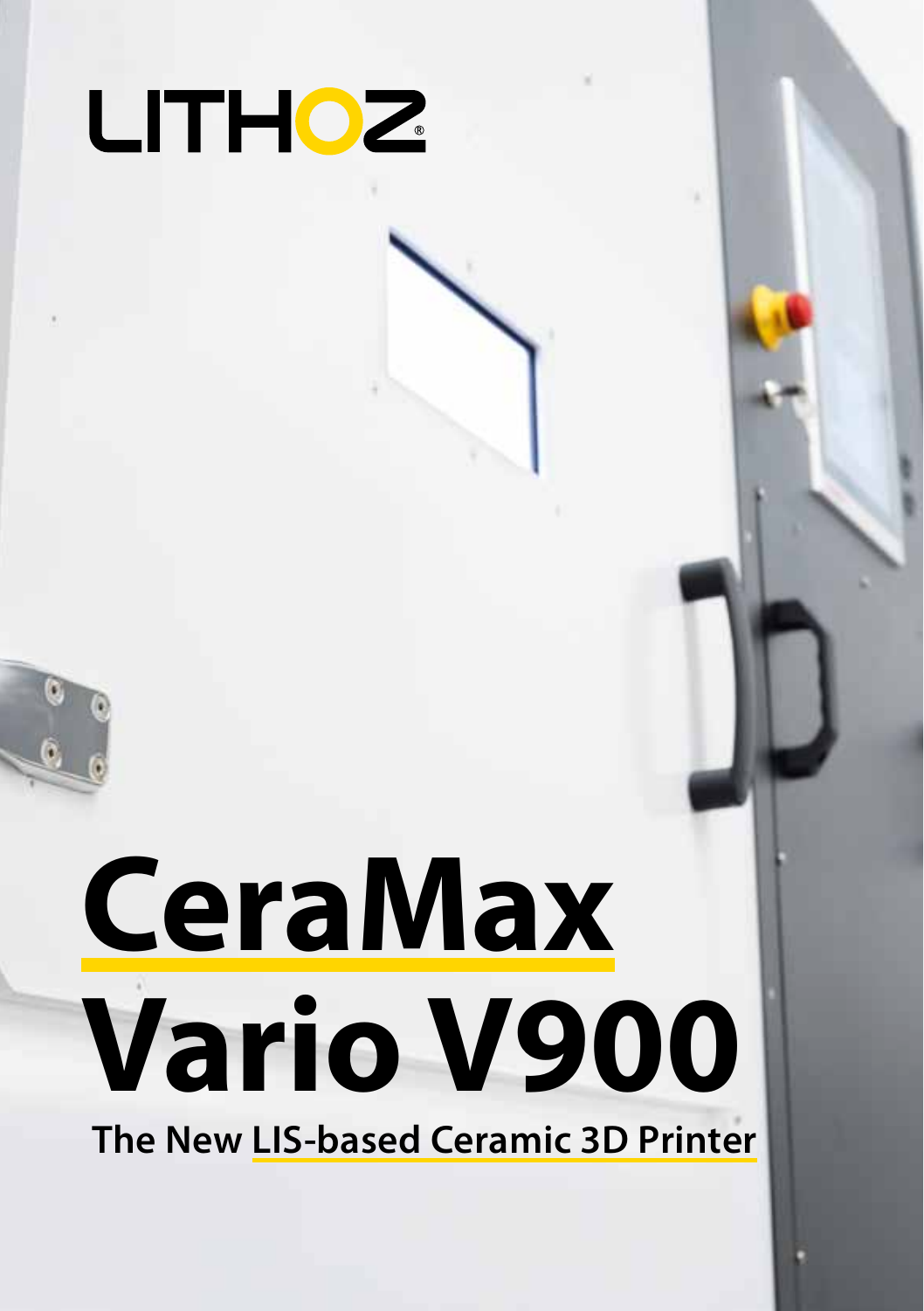LITHOZ®

# CeraMax Vario V900

**The New LIS-based Ceramic 3D Printer**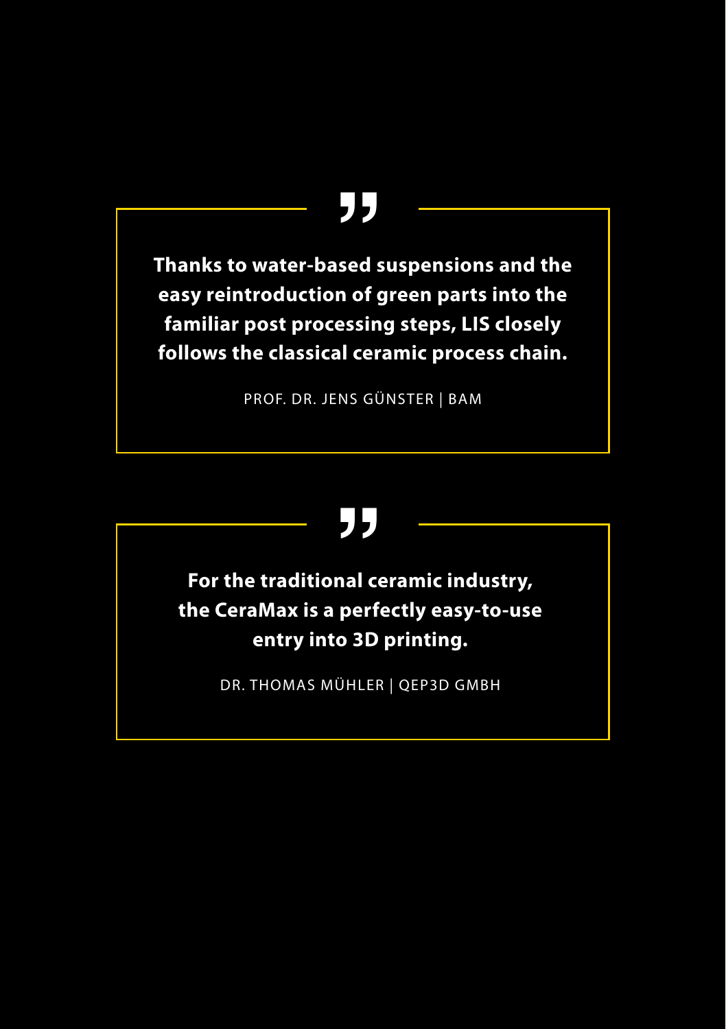> **Thanks to water-based suspensions and the easy reintroduction of green parts into the familiar post processing steps, LIS closely follows the classical ceramic process chain.**
>
> PROF. DR. JENS GÜNSTER | BAM

> **For the traditional ceramic industry, the CeraMax is a perfectly easy-to-use entry into 3D printing.**
>
> DR. THOMAS MÜHLER | QEP3D GMBH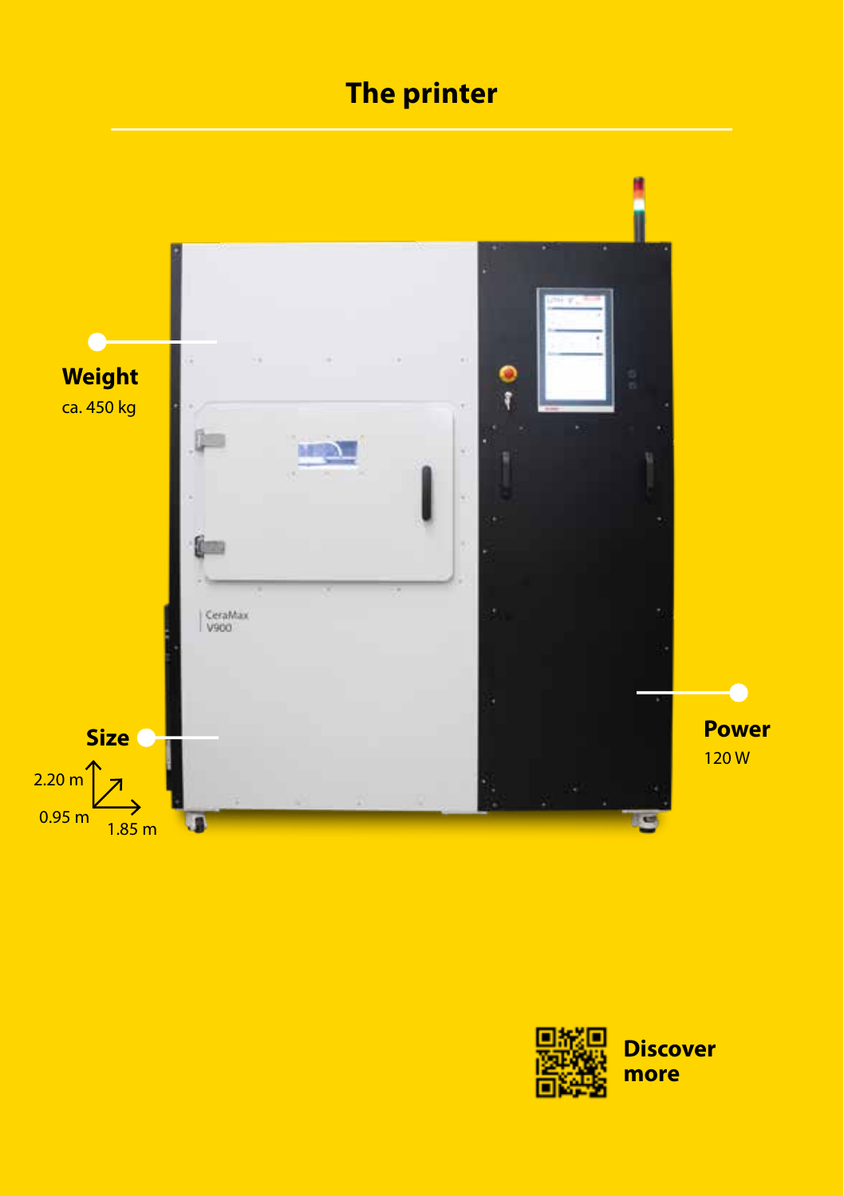# The printer

**Weight**
ca. 450 kg

**Size**
2.20 m
0.95 m
1.85 m

**Power**
120 W

CeraMax V900

**Discover more**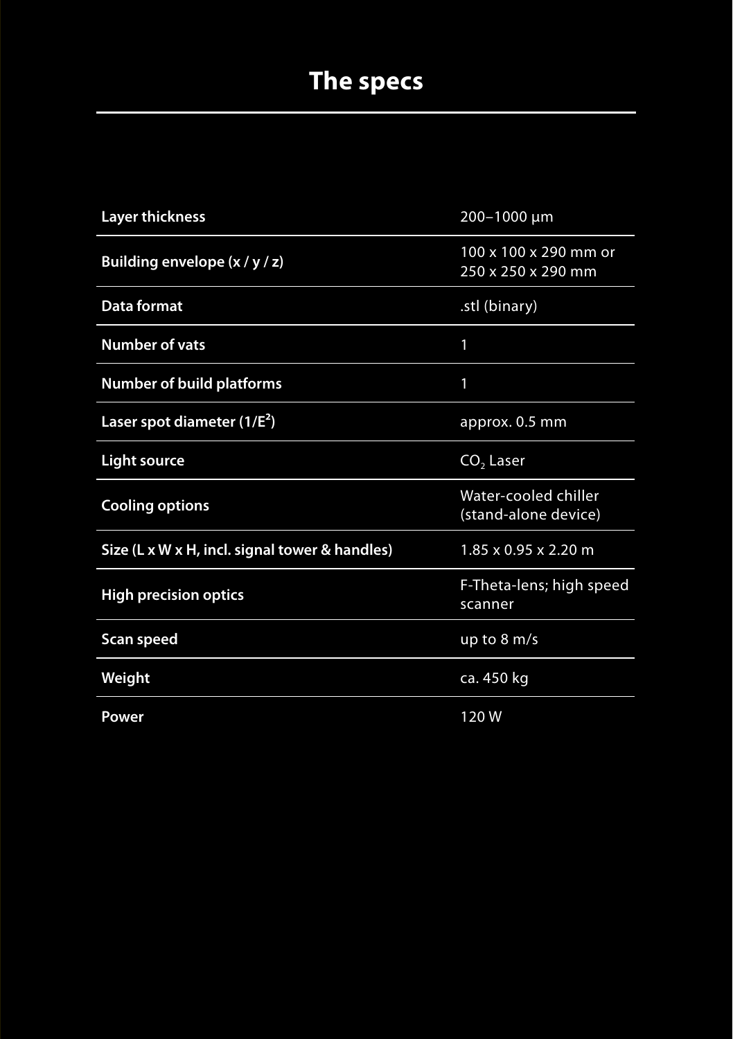# The specs

| | |
|---|---|
| **Layer thickness** | 200–1000 µm |
| **Building envelope (x / y / z)** | 100 x 100 x 290 mm or 250 x 250 x 290 mm |
| **Data format** | .stl (binary) |
| **Number of vats** | 1 |
| **Number of build platforms** | 1 |
| **Laser spot diameter ($1/E^2$)** | approx. 0.5 mm |
| **Light source** | $CO_2$ Laser |
| **Cooling options** | Water-cooled chiller (stand-alone device) |
| **Size (L x W x H, incl. signal tower & handles)** | 1.85 x 0.95 x 2.20 m |
| **High precision optics** | F-Theta-lens; high speed scanner |
| **Scan speed** | up to 8 m/s |
| **Weight** | ca. 450 kg |
| **Power** | 120 W |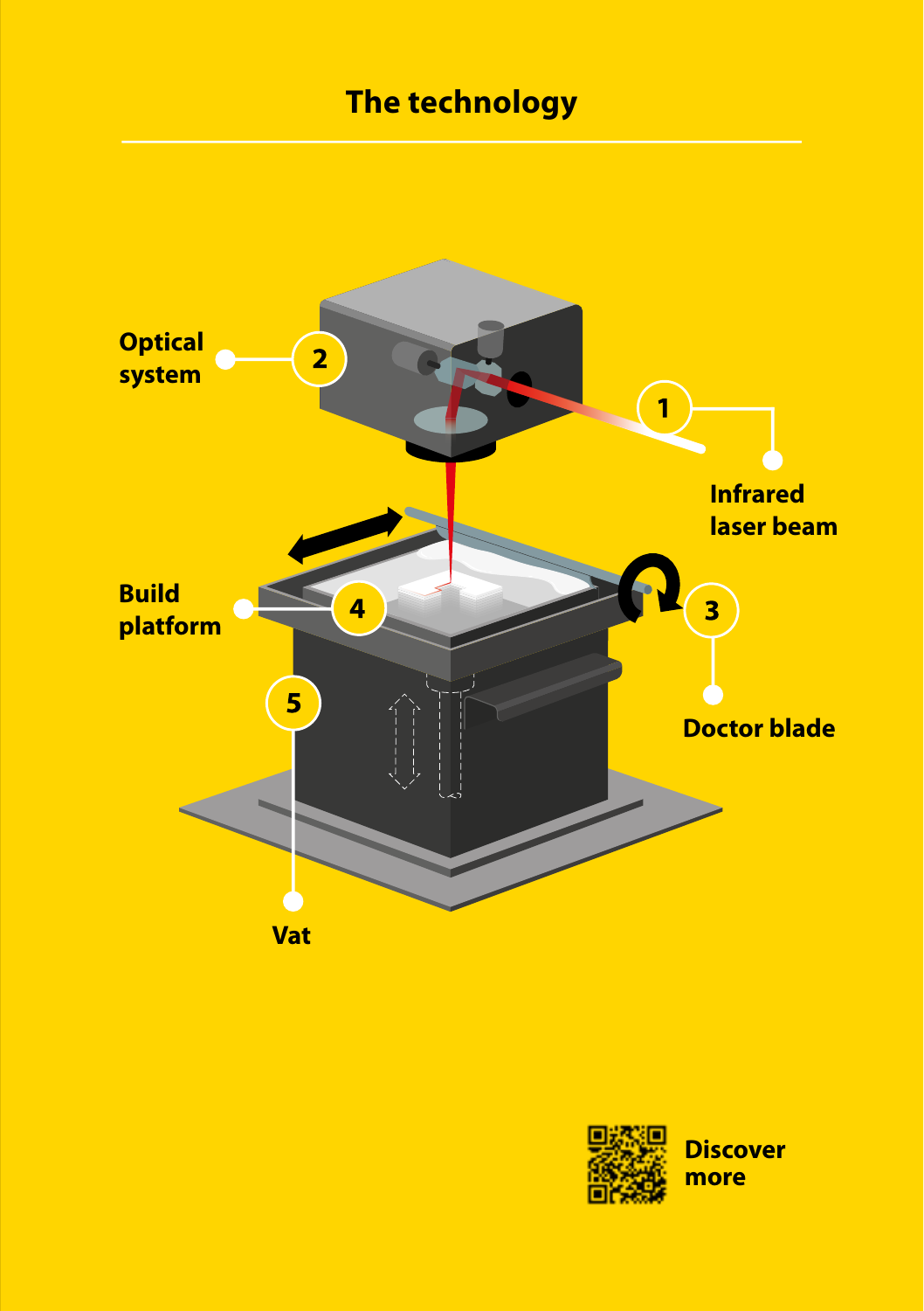## The technology

1 Infrared laser beam

2 Optical system

3 Doctor blade

4 Build platform

5 Vat

Discover more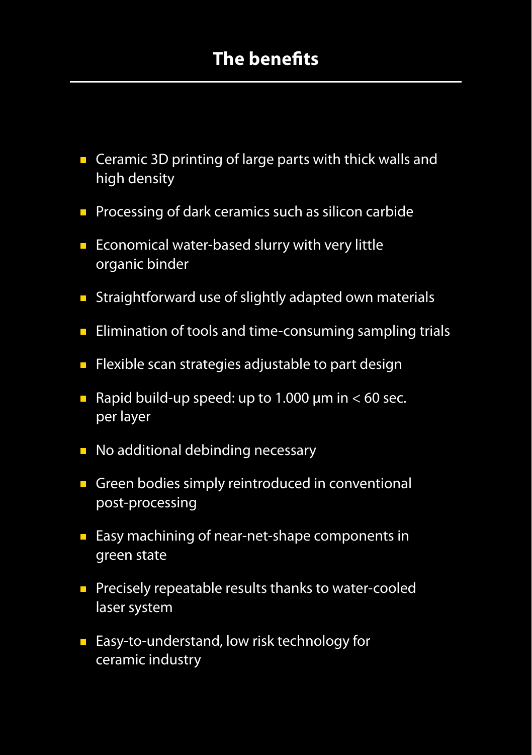## The benefits

- Ceramic 3D printing of large parts with thick walls and high density
- Processing of dark ceramics such as silicon carbide
- Economical water-based slurry with very little organic binder
- Straightforward use of slightly adapted own materials
- Elimination of tools and time-consuming sampling trials
- Flexible scan strategies adjustable to part design
- Rapid build-up speed: up to 1.000 µm in < 60 sec. per layer
- No additional debinding necessary
- Green bodies simply reintroduced in conventional post-processing
- Easy machining of near-net-shape components in green state
- Precisely repeatable results thanks to water-cooled laser system
- Easy-to-understand, low risk technology for ceramic industry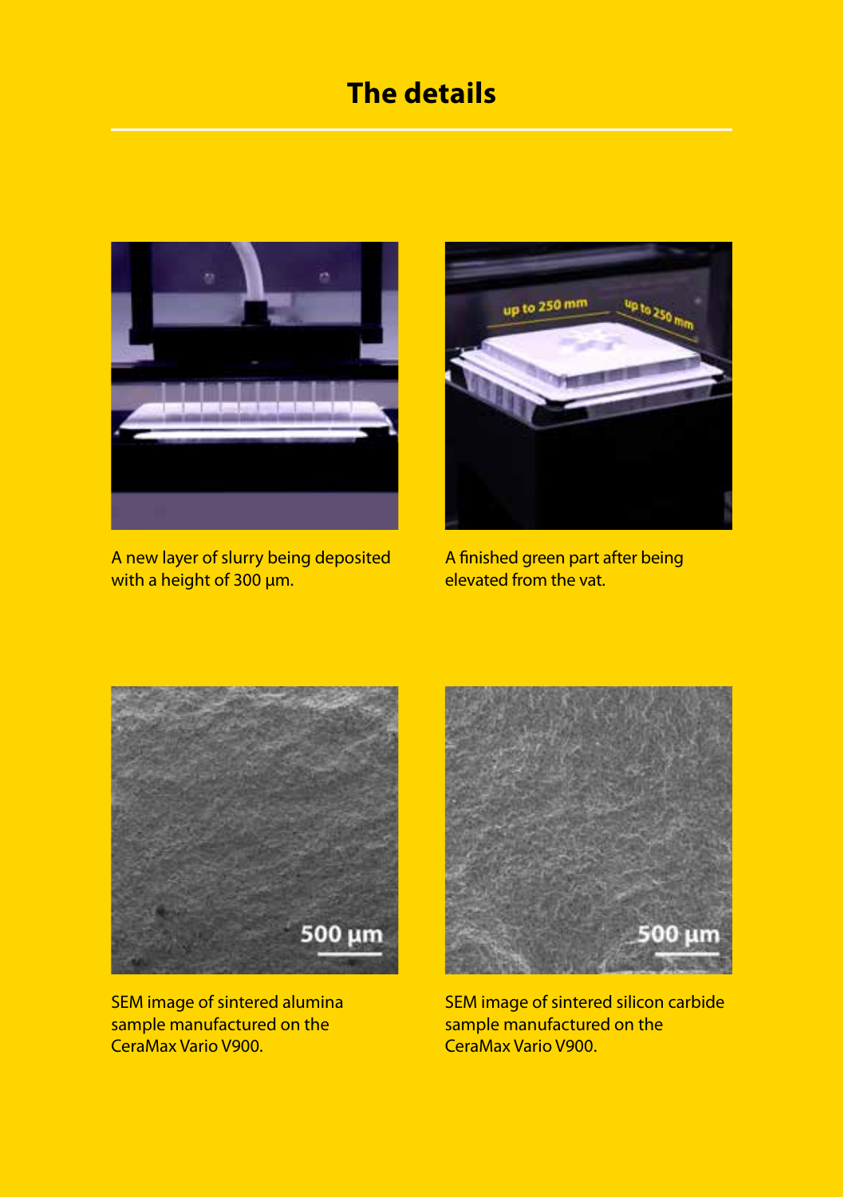# The details

A new layer of slurry being deposited with a height of 300 µm.

A finished green part after being elevated from the vat.

SEM image of sintered alumina sample manufactured on the CeraMax Vario V900.

SEM image of sintered silicon carbide sample manufactured on the CeraMax Vario V900.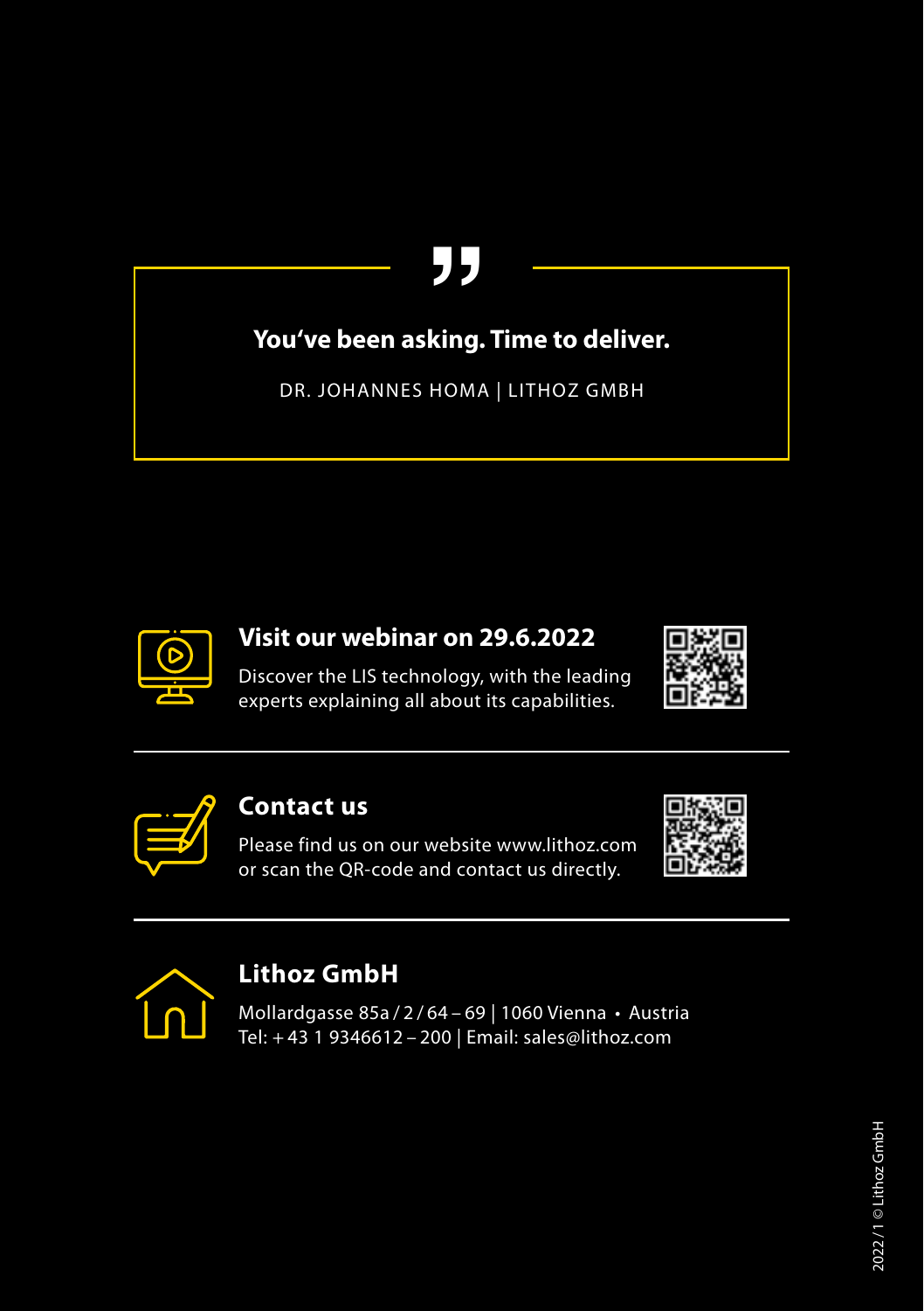> **You've been asking. Time to deliver.**
>
> DR. JOHANNES HOMA | LITHOZ GMBH

## Visit our webinar on 29.6.2022

Discover the LIS technology, with the leading experts explaining all about its capabilities.

## Contact us

Please find us on our website www.lithoz.com or scan the QR-code and contact us directly.

## Lithoz GmbH

Mollardgasse 85a / 2 / 64 – 69 | 1060 Vienna • Austria
Tel: + 43 1 9346612 – 200 | Email: sales@lithoz.com

2022 / 1 © Lithoz GmbH